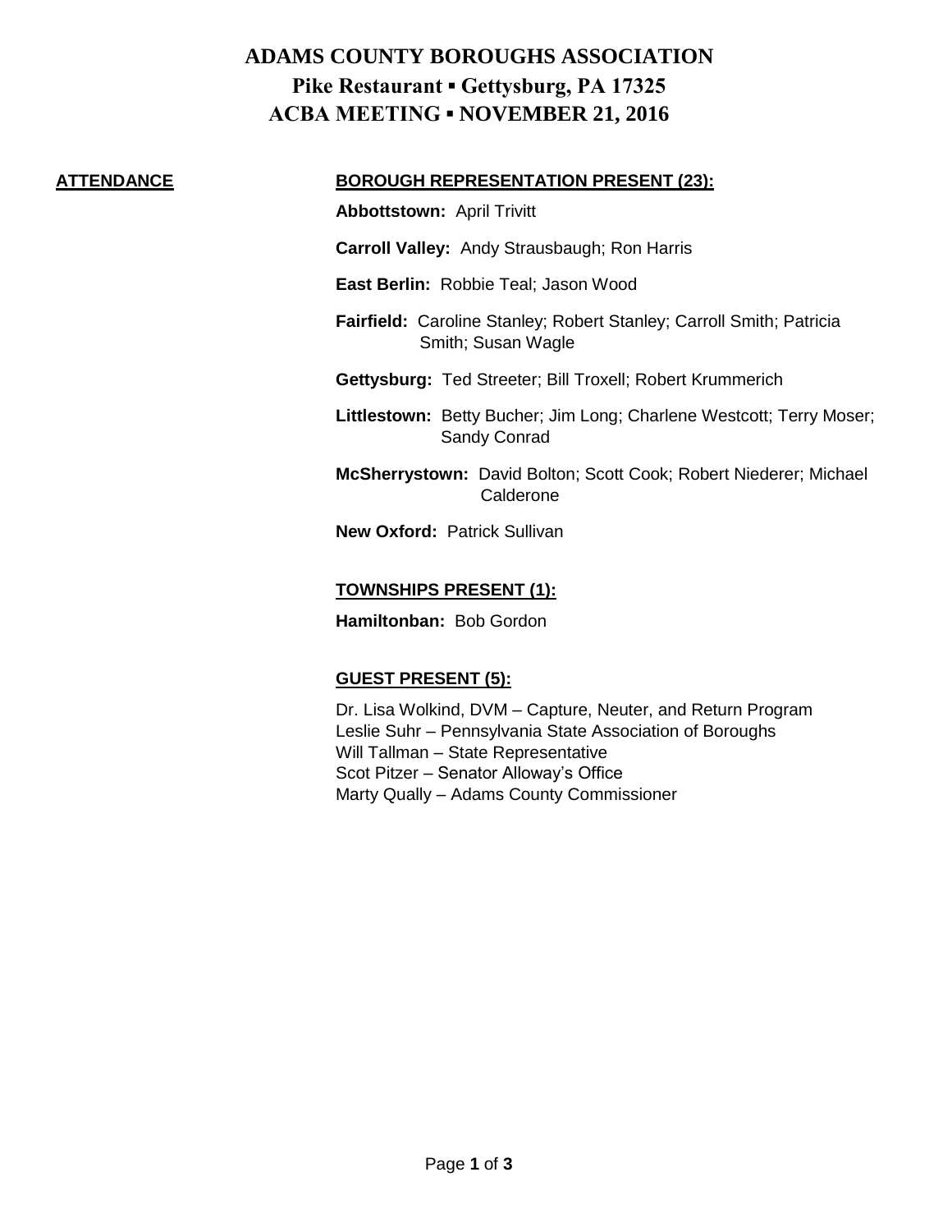# ADAMS COUNTY BOROUGHS ASSOCIATION

## Pike Restaurant ▪ Gettysburg, PA 17325

## ACBA MEETING ▪ NOVEMBER 21, 2016

**ATTENDANCE**

**BOROUGH REPRESENTATION PRESENT (23):**

**Abbottstown:** April Trivitt

**Carroll Valley:** Andy Strausbaugh; Ron Harris

**East Berlin:** Robbie Teal; Jason Wood

**Fairfield:** Caroline Stanley; Robert Stanley; Carroll Smith; Patricia Smith; Susan Wagle

**Gettysburg:** Ted Streeter; Bill Troxell; Robert Krummerich

**Littlestown:** Betty Bucher; Jim Long; Charlene Westcott; Terry Moser; Sandy Conrad

**McSherrystown:** David Bolton; Scott Cook; Robert Niederer; Michael Calderone

**New Oxford:** Patrick Sullivan

**TOWNSHIPS PRESENT (1):**

**Hamiltonban:** Bob Gordon

**GUEST PRESENT (5):**

Dr. Lisa Wolkind, DVM – Capture, Neuter, and Return Program
Leslie Suhr – Pennsylvania State Association of Boroughs
Will Tallman – State Representative
Scot Pitzer – Senator Alloway's Office
Marty Qually – Adams County Commissioner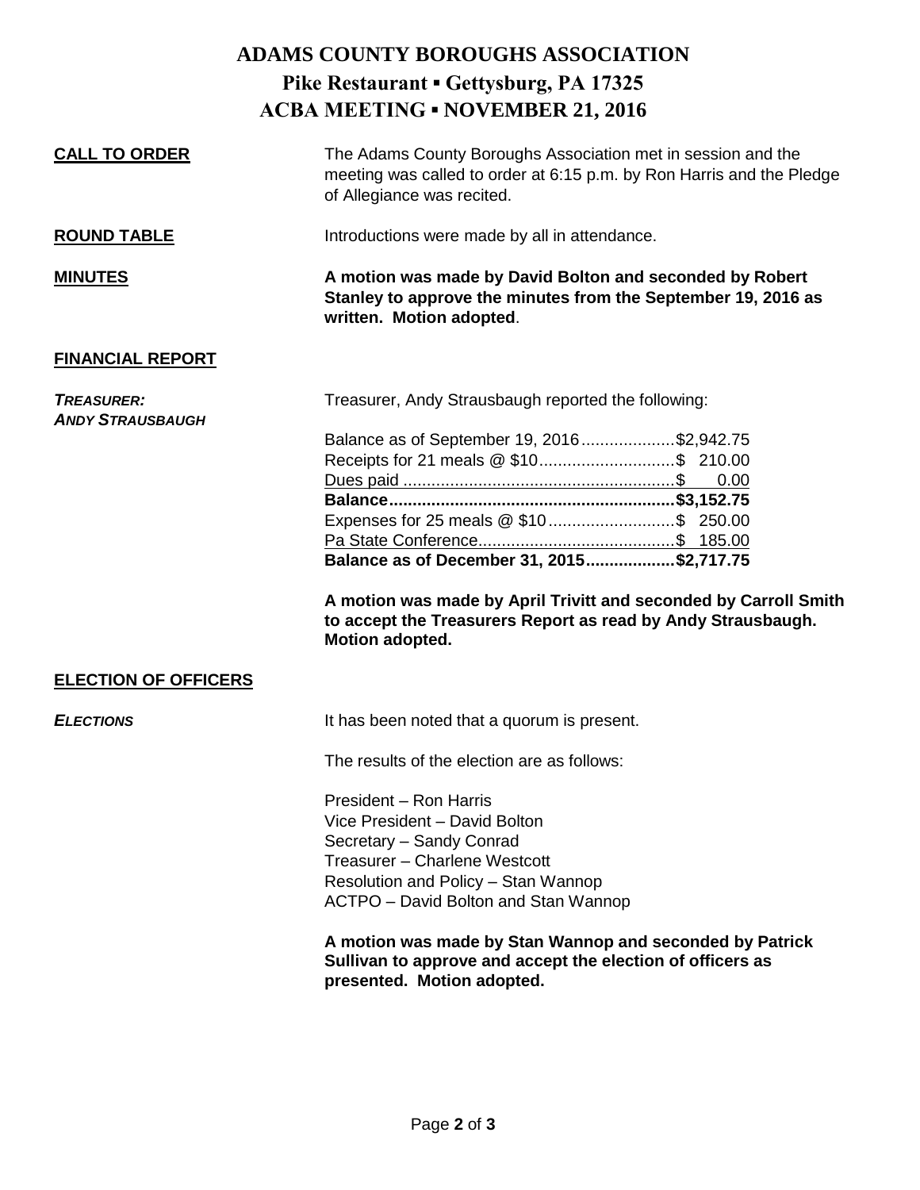# ADAMS COUNTY BOROUGHS ASSOCIATION

## Pike Restaurant ▪ Gettysburg, PA 17325

## ACBA MEETING ▪ NOVEMBER 21, 2016

**CALL TO ORDER**

The Adams County Boroughs Association met in session and the meeting was called to order at 6:15 p.m. by Ron Harris and the Pledge of Allegiance was recited.

**ROUND TABLE**

Introductions were made by all in attendance.

**MINUTES**

**A motion was made by David Bolton and seconded by Robert Stanley to approve the minutes from the September 19, 2016 as written. Motion adopted**.

**FINANCIAL REPORT**

***TREASURER: ANDY STRAUSBAUGH***

Treasurer, Andy Strausbaugh reported the following:

| | |
|---|---|
| Balance as of September 19, 2016 | $2,942.75 |
| Receipts for 21 meals @ $10 | $ 210.00 |
| Dues paid | $ 0.00 |
| **Balance** | **$3,152.75** |
| Expenses for 25 meals @ $10 | $ 250.00 |
| Pa State Conference | $ 185.00 |
| **Balance as of December 31, 2015** | **$2,717.75** |

**A motion was made by April Trivitt and seconded by Carroll Smith to accept the Treasurers Report as read by Andy Strausbaugh. Motion adopted.**

**ELECTION OF OFFICERS**

***ELECTIONS***

It has been noted that a quorum is present.

The results of the election are as follows:

President – Ron Harris
Vice President – David Bolton
Secretary – Sandy Conrad
Treasurer – Charlene Westcott
Resolution and Policy – Stan Wannop
ACTPO – David Bolton and Stan Wannop

**A motion was made by Stan Wannop and seconded by Patrick Sullivan to approve and accept the election of officers as presented. Motion adopted.**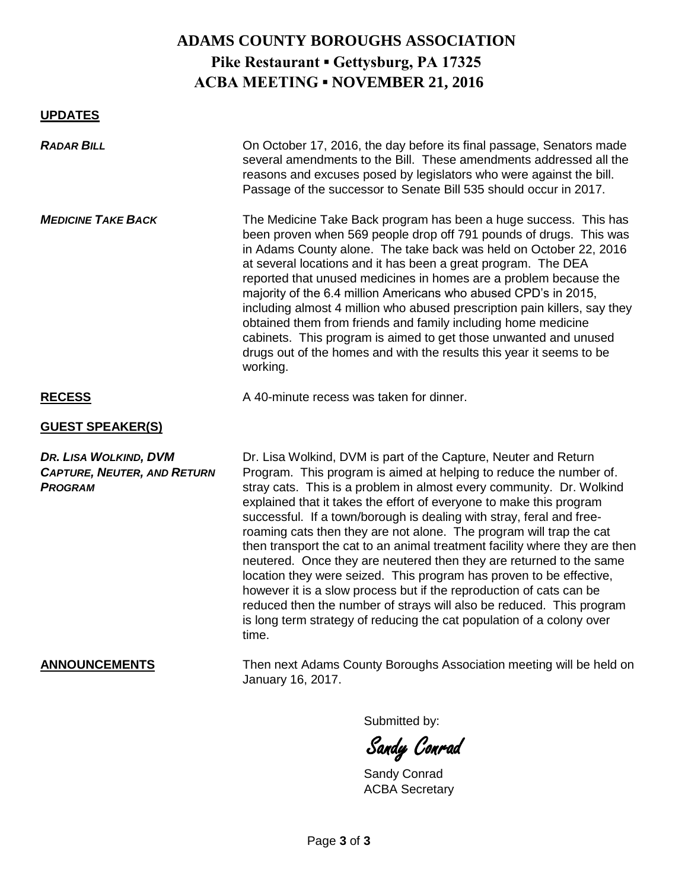# ADAMS COUNTY BOROUGHS ASSOCIATION

## Pike Restaurant ▪ Gettysburg, PA 17325

## ACBA MEETING ▪ NOVEMBER 21, 2016

**UPDATES**

***RADAR BILL***

On October 17, 2016, the day before its final passage, Senators made several amendments to the Bill. These amendments addressed all the reasons and excuses posed by legislators who were against the bill. Passage of the successor to Senate Bill 535 should occur in 2017.

***MEDICINE TAKE BACK***

The Medicine Take Back program has been a huge success. This has been proven when 569 people drop off 791 pounds of drugs. This was in Adams County alone. The take back was held on October 22, 2016 at several locations and it has been a great program. The DEA reported that unused medicines in homes are a problem because the majority of the 6.4 million Americans who abused CPD's in 2015, including almost 4 million who abused prescription pain killers, say they obtained them from friends and family including home medicine cabinets. This program is aimed to get those unwanted and unused drugs out of the homes and with the results this year it seems to be working.

**RECESS**

A 40-minute recess was taken for dinner.

**GUEST SPEAKER(S)**

***DR. LISA WOLKIND, DVM CAPTURE, NEUTER, AND RETURN PROGRAM***

Dr. Lisa Wolkind, DVM is part of the Capture, Neuter and Return Program. This program is aimed at helping to reduce the number of. stray cats. This is a problem in almost every community. Dr. Wolkind explained that it takes the effort of everyone to make this program successful. If a town/borough is dealing with stray, feral and free-roaming cats then they are not alone. The program will trap the cat then transport the cat to an animal treatment facility where they are then neutered. Once they are neutered then they are returned to the same location they were seized. This program has proven to be effective, however it is a slow process but if the reproduction of cats can be reduced then the number of strays will also be reduced. This program is long term strategy of reducing the cat population of a colony over time.

**ANNOUNCEMENTS**

Then next Adams County Boroughs Association meeting will be held on January 16, 2017.

Submitted by:

*Sandy Conrad*

Sandy Conrad
ACBA Secretary